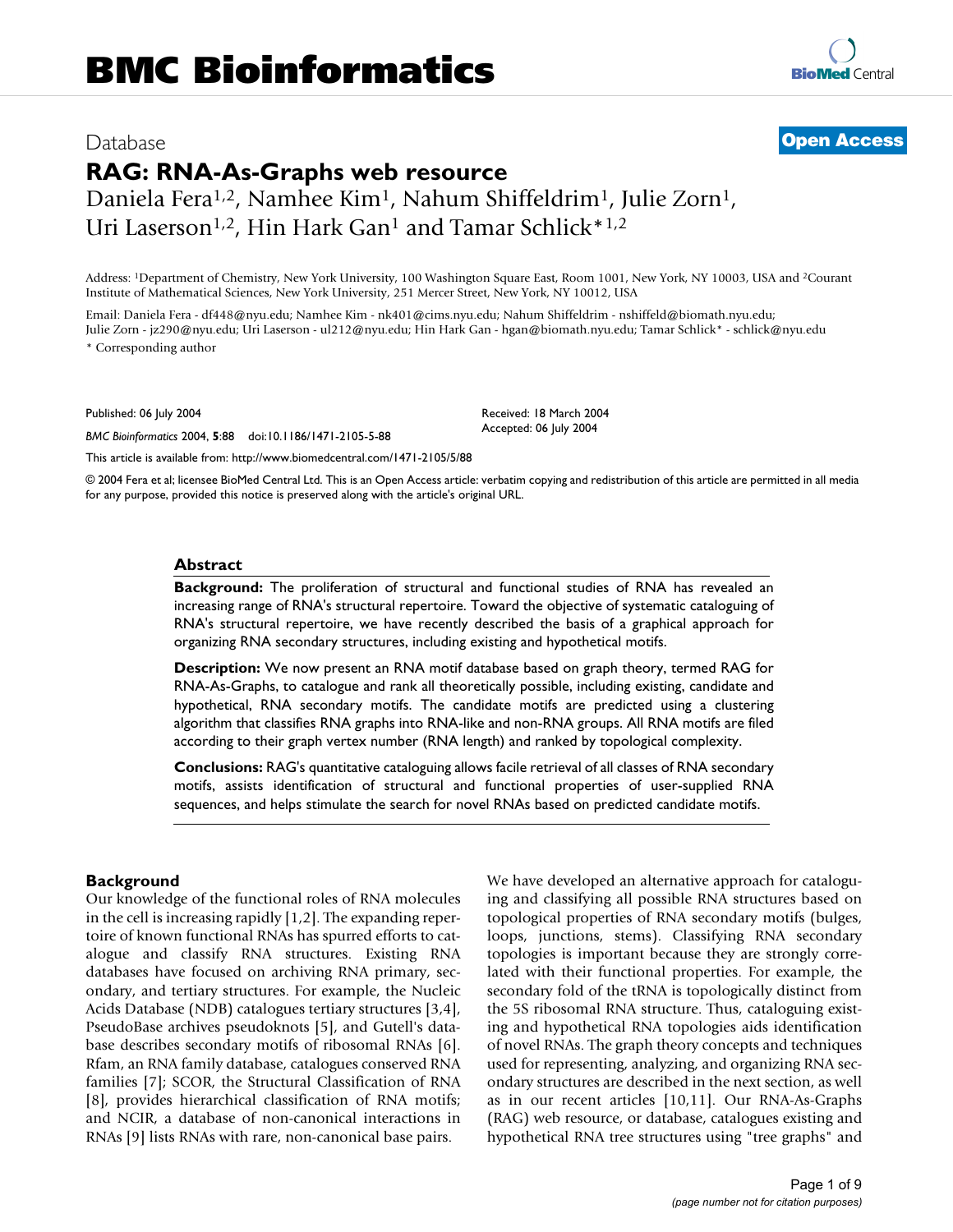# BMC Bioinformatics

Database

**Open Access**

# RAG: RNA-As-Graphs web resource

Daniela Fera[1,2], Namhee Kim[1], Nahum Shiffeldrim[1], Julie Zorn[1], Uri Laserson[1,2], Hin Hark Gan[1] and Tamar Schlick*[1,2]

Address: [1]Department of Chemistry, New York University, 100 Washington Square East, Room 1001, New York, NY 10003, USA and [2]Courant Institute of Mathematical Sciences, New York University, 251 Mercer Street, New York, NY 10012, USA

Email: Daniela Fera - df448@nyu.edu; Namhee Kim - nk401@cims.nyu.edu; Nahum Shiffeldrim - nshiffeld@biomath.nyu.edu; Julie Zorn - jz290@nyu.edu; Uri Laserson - ul212@nyu.edu; Hin Hark Gan - hgan@biomath.nyu.edu; Tamar Schlick* - schlick@nyu.edu

* Corresponding author

Published: 06 July 2004

*BMC Bioinformatics* 2004, **5**:88 doi:10.1186/1471-2105-5-88

Received: 18 March 2004
Accepted: 06 July 2004

This article is available from: http://www.biomedcentral.com/1471-2105/5/88

© 2004 Fera et al; licensee BioMed Central Ltd. This is an Open Access article: verbatim copying and redistribution of this article are permitted in all media for any purpose, provided this notice is preserved along with the article's original URL.

## Abstract

**Background:** The proliferation of structural and functional studies of RNA has revealed an increasing range of RNA's structural repertoire. Toward the objective of systematic cataloguing of RNA's structural repertoire, we have recently described the basis of a graphical approach for organizing RNA secondary structures, including existing and hypothetical motifs.

**Description:** We now present an RNA motif database based on graph theory, termed RAG for RNA-As-Graphs, to catalogue and rank all theoretically possible, including existing, candidate and hypothetical, RNA secondary motifs. The candidate motifs are predicted using a clustering algorithm that classifies RNA graphs into RNA-like and non-RNA groups. All RNA motifs are filed according to their graph vertex number (RNA length) and ranked by topological complexity.

**Conclusions:** RAG's quantitative cataloguing allows facile retrieval of all classes of RNA secondary motifs, assists identification of structural and functional properties of user-supplied RNA sequences, and helps stimulate the search for novel RNAs based on predicted candidate motifs.

## Background

Our knowledge of the functional roles of RNA molecules in the cell is increasing rapidly [1,2]. The expanding repertoire of known functional RNAs has spurred efforts to catalogue and classify RNA structures. Existing RNA databases have focused on archiving RNA primary, secondary, and tertiary structures. For example, the Nucleic Acids Database (NDB) catalogues tertiary structures [3,4], PseudoBase archives pseudoknots [5], and Gutell's database describes secondary motifs of ribosomal RNAs [6]. Rfam, an RNA family database, catalogues conserved RNA families [7]; SCOR, the Structural Classification of RNA [8], provides hierarchical classification of RNA motifs; and NCIR, a database of non-canonical interactions in RNAs [9] lists RNAs with rare, non-canonical base pairs.

We have developed an alternative approach for cataloguing and classifying all possible RNA structures based on topological properties of RNA secondary motifs (bulges, loops, junctions, stems). Classifying RNA secondary topologies is important because they are strongly correlated with their functional properties. For example, the secondary fold of the tRNA is topologically distinct from the 5S ribosomal RNA structure. Thus, cataloguing existing and hypothetical RNA topologies aids identification of novel RNAs. The graph theory concepts and techniques used for representing, analyzing, and organizing RNA secondary structures are described in the next section, as well as in our recent articles [10,11]. Our RNA-As-Graphs (RAG) web resource, or database, catalogues existing and hypothetical RNA tree structures using "tree graphs" and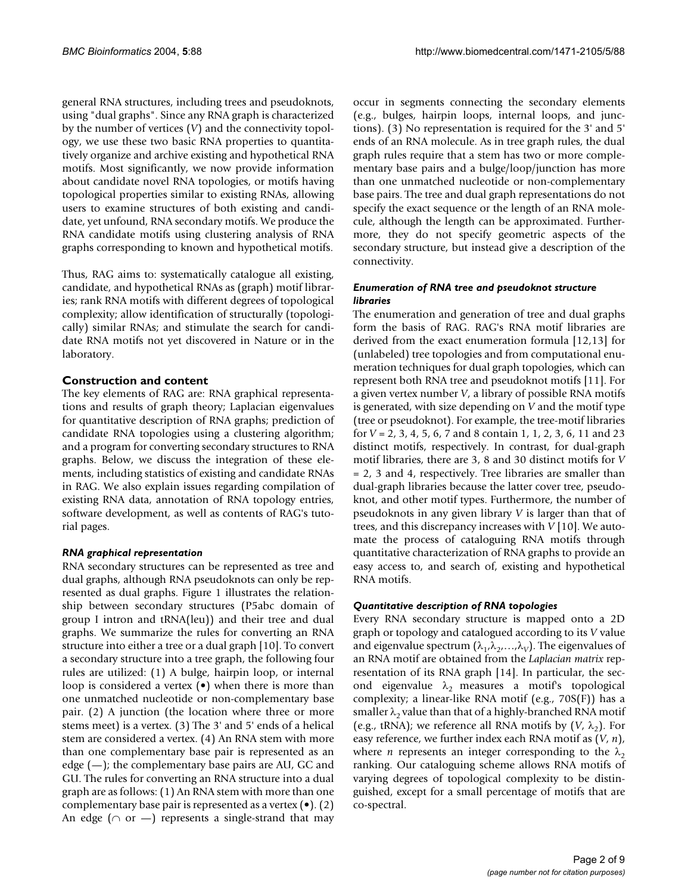general RNA structures, including trees and pseudoknots, using "dual graphs". Since any RNA graph is characterized by the number of vertices ($V$) and the connectivity topology, we use these two basic RNA properties to quantitatively organize and archive existing and hypothetical RNA motifs. Most significantly, we now provide information about candidate novel RNA topologies, or motifs having topological properties similar to existing RNAs, allowing users to examine structures of both existing and candidate, yet unfound, RNA secondary motifs. We produce the RNA candidate motifs using clustering analysis of RNA graphs corresponding to known and hypothetical motifs.

Thus, RAG aims to: systematically catalogue all existing, candidate, and hypothetical RNAs as (graph) motif libraries; rank RNA motifs with different degrees of topological complexity; allow identification of structurally (topologically) similar RNAs; and stimulate the search for candidate RNA motifs not yet discovered in Nature or in the laboratory.

## Construction and content

The key elements of RAG are: RNA graphical representations and results of graph theory; Laplacian eigenvalues for quantitative description of RNA graphs; prediction of candidate RNA topologies using a clustering algorithm; and a program for converting secondary structures to RNA graphs. Below, we discuss the integration of these elements, including statistics of existing and candidate RNAs in RAG. We also explain issues regarding compilation of existing RNA data, annotation of RNA topology entries, software development, as well as contents of RAG's tutorial pages.

### *RNA graphical representation*

RNA secondary structures can be represented as tree and dual graphs, although RNA pseudoknots can only be represented as dual graphs. Figure 1 illustrates the relationship between secondary structures (P5abc domain of group I intron and tRNA(leu)) and their tree and dual graphs. We summarize the rules for converting an RNA structure into either a tree or a dual graph [10]. To convert a secondary structure into a tree graph, the following four rules are utilized: (1) A bulge, hairpin loop, or internal loop is considered a vertex (•) when there is more than one unmatched nucleotide or non-complementary base pair. (2) A junction (the location where three or more stems meet) is a vertex. (3) The 3' and 5' ends of a helical stem are considered a vertex. (4) An RNA stem with more than one complementary base pair is represented as an edge (—); the complementary base pairs are AU, GC and GU. The rules for converting an RNA structure into a dual graph are as follows: (1) An RNA stem with more than one complementary base pair is represented as a vertex (•). (2) An edge ($\cap$ or —) represents a single-strand that may occur in segments connecting the secondary elements (e.g., bulges, hairpin loops, internal loops, and junctions). (3) No representation is required for the 3' and 5' ends of an RNA molecule. As in tree graph rules, the dual graph rules require that a stem has two or more complementary base pairs and a bulge/loop/junction has more than one unmatched nucleotide or non-complementary base pairs. The tree and dual graph representations do not specify the exact sequence or the length of an RNA molecule, although the length can be approximated. Furthermore, they do not specify geometric aspects of the secondary structure, but instead give a description of the connectivity.

### *Enumeration of RNA tree and pseudoknot structure libraries*

The enumeration and generation of tree and dual graphs form the basis of RAG. RAG's RNA motif libraries are derived from the exact enumeration formula [12,13] for (unlabeled) tree topologies and from computational enumeration techniques for dual graph topologies, which can represent both RNA tree and pseudoknot motifs [11]. For a given vertex number $V$, a library of possible RNA motifs is generated, with size depending on $V$ and the motif type (tree or pseudoknot). For example, the tree-motif libraries for $V$ = 2, 3, 4, 5, 6, 7 and 8 contain 1, 1, 2, 3, 6, 11 and 23 distinct motifs, respectively. In contrast, for dual-graph motif libraries, there are 3, 8 and 30 distinct motifs for $V$ = 2, 3 and 4, respectively. Tree libraries are smaller than dual-graph libraries because the latter cover tree, pseudoknot, and other motif types. Furthermore, the number of pseudoknots in any given library $V$ is larger than that of trees, and this discrepancy increases with $V$ [10]. We automate the process of cataloguing RNA motifs through quantitative characterization of RNA graphs to provide an easy access to, and search of, existing and hypothetical RNA motifs.

### *Quantitative description of RNA topologies*

Every RNA secondary structure is mapped onto a 2D graph or topology and catalogued according to its $V$ value and eigenvalue spectrum ($\lambda_1, \lambda_2, \ldots, \lambda_V$). The eigenvalues of an RNA motif are obtained from the *Laplacian matrix* representation of its RNA graph [14]. In particular, the second eigenvalue $\lambda_2$ measures a motif's topological complexity; a linear-like RNA motif (e.g., 70S(F)) has a smaller $\lambda_2$ value than that of a highly-branched RNA motif (e.g., tRNA); we reference all RNA motifs by ($V$, $\lambda_2$). For easy reference, we further index each RNA motif as ($V$, $n$), where $n$ represents an integer corresponding to the $\lambda_2$ ranking. Our cataloguing scheme allows RNA motifs of varying degrees of topological complexity to be distinguished, except for a small percentage of motifs that are co-spectral.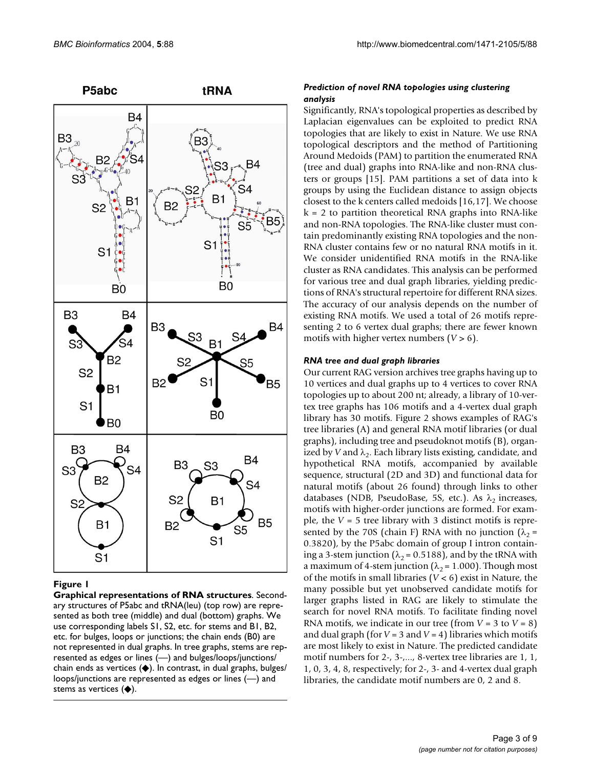**Figure 1**

**Graphical representations of RNA structures**. Secondary structures of P5abc and tRNA(leu) (top row) are represented as both tree (middle) and dual (bottom) graphs. We use corresponding labels S1, S2, etc. for stems and B1, B2, etc. for bulges, loops or junctions; the chain ends (B0) are not represented in dual graphs. In tree graphs, stems are represented as edges or lines (—) and bulges/loops/junctions/chain ends as vertices (◆). In contrast, in dual graphs, bulges/loops/junctions are represented as edges or lines (—) and stems as vertices (◆).

### *Prediction of novel RNA topologies using clustering analysis*

Significantly, RNA's topological properties as described by Laplacian eigenvalues can be exploited to predict RNA topologies that are likely to exist in Nature. We use RNA topological descriptors and the method of Partitioning Around Medoids (PAM) to partition the enumerated RNA (tree and dual) graphs into RNA-like and non-RNA clusters or groups [15]. PAM partitions a set of data into k groups by using the Euclidean distance to assign objects closest to the k centers called medoids [16,17]. We choose k = 2 to partition theoretical RNA graphs into RNA-like and non-RNA topologies. The RNA-like cluster must contain predominantly existing RNA topologies and the non-RNA cluster contains few or no natural RNA motifs in it. We consider unidentified RNA motifs in the RNA-like cluster as RNA candidates. This analysis can be performed for various tree and dual graph libraries, yielding predictions of RNA's structural repertoire for different RNA sizes. The accuracy of our analysis depends on the number of existing RNA motifs. We used a total of 26 motifs representing 2 to 6 vertex dual graphs; there are fewer known motifs with higher vertex numbers ($V > 6$).

### *RNA tree and dual graph libraries*

Our current RAG version archives tree graphs having up to 10 vertices and dual graphs up to 4 vertices to cover RNA topologies up to about 200 nt; already, a library of 10-vertex tree graphs has 106 motifs and a 4-vertex dual graph library has 30 motifs. Figure 2 shows examples of RAG's tree libraries (A) and general RNA motif libraries (or dual graphs), including tree and pseudoknot motifs (B), organized by $V$ and $\lambda_2$. Each library lists existing, candidate, and hypothetical RNA motifs, accompanied by available sequence, structural (2D and 3D) and functional data for natural motifs (about 26 found) through links to other databases (NDB, PseudoBase, 5S, etc.). As $\lambda_2$ increases, motifs with higher-order junctions are formed. For example, the $V = 5$ tree library with 3 distinct motifs is represented by the 70S (chain F) RNA with no junction ($\lambda_2 = 0.3820$), by the P5abc domain of group I intron containing a 3-stem junction ($\lambda_2 = 0.5188$), and by the tRNA with a maximum of 4-stem junction ($\lambda_2 = 1.000$). Though most of the motifs in small libraries ($V < 6$) exist in Nature, the many possible but yet unobserved candidate motifs for larger graphs listed in RAG are likely to stimulate the search for novel RNA motifs. To facilitate finding novel RNA motifs, we indicate in our tree (from $V = 3$ to $V = 8$) and dual graph (for $V = 3$ and $V = 4$) libraries which motifs are most likely to exist in Nature. The predicted candidate motif numbers for 2-, 3-,..., 8-vertex tree libraries are 1, 1, 1, 0, 3, 4, 8, respectively; for 2-, 3- and 4-vertex dual graph libraries, the candidate motif numbers are 0, 2 and 8.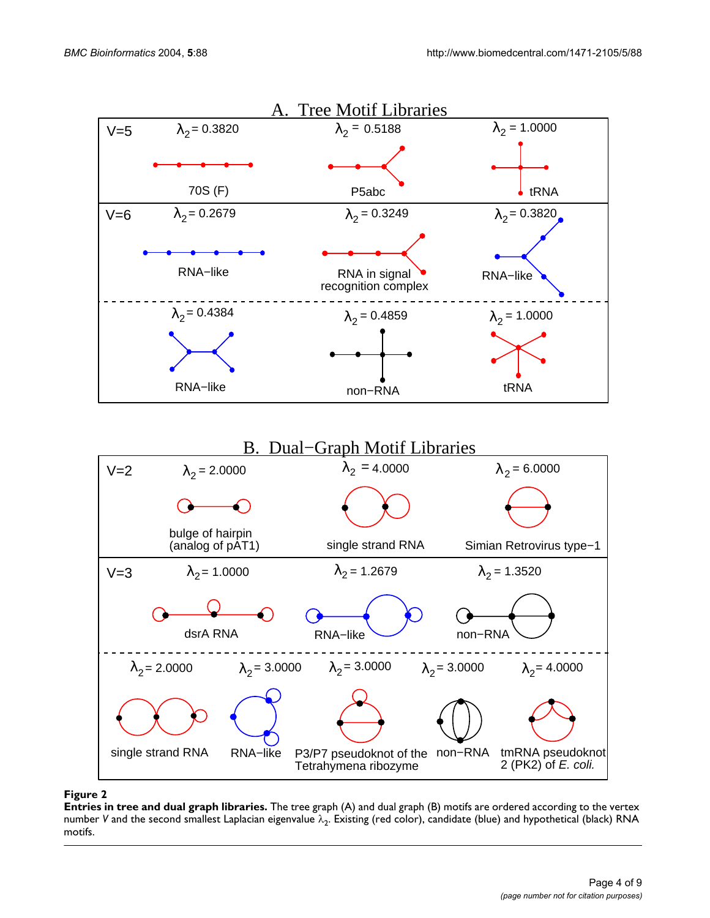**Figure 2**

**Entries in tree and dual graph libraries.** The tree graph (A) and dual graph (B) motifs are ordered according to the vertex number *V* and the second smallest Laplacian eigenvalue $\lambda_2$. Existing (red color), candidate (blue) and hypothetical (black) RNA motifs.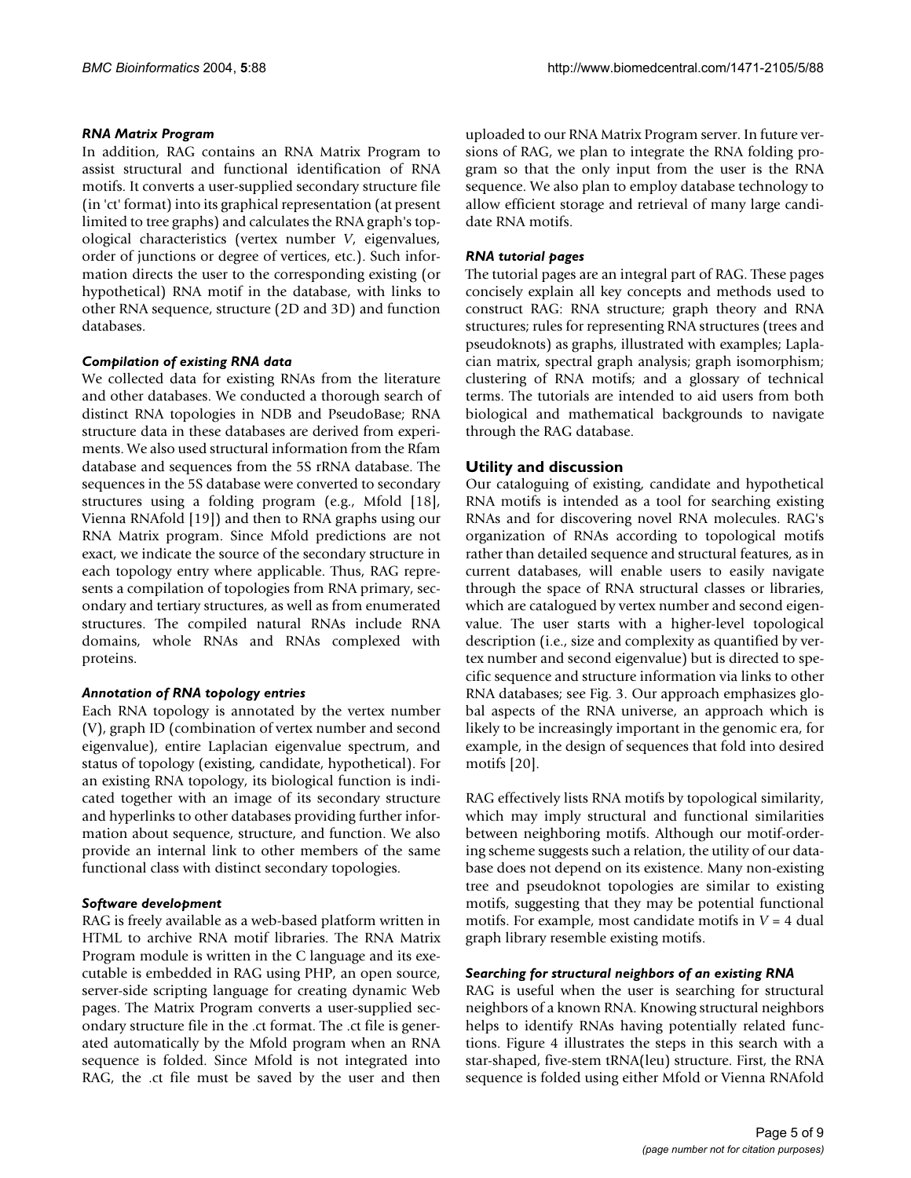#### *RNA Matrix Program*

In addition, RAG contains an RNA Matrix Program to assist structural and functional identification of RNA motifs. It converts a user-supplied secondary structure file (in 'ct' format) into its graphical representation (at present limited to tree graphs) and calculates the RNA graph's topological characteristics (vertex number *V*, eigenvalues, order of junctions or degree of vertices, etc.). Such information directs the user to the corresponding existing (or hypothetical) RNA motif in the database, with links to other RNA sequence, structure (2D and 3D) and function databases.

#### *Compilation of existing RNA data*

We collected data for existing RNAs from the literature and other databases. We conducted a thorough search of distinct RNA topologies in NDB and PseudoBase; RNA structure data in these databases are derived from experiments. We also used structural information from the Rfam database and sequences from the 5S rRNA database. The sequences in the 5S database were converted to secondary structures using a folding program (e.g., Mfold [18], Vienna RNAfold [19]) and then to RNA graphs using our RNA Matrix program. Since Mfold predictions are not exact, we indicate the source of the secondary structure in each topology entry where applicable. Thus, RAG represents a compilation of topologies from RNA primary, secondary and tertiary structures, as well as from enumerated structures. The compiled natural RNAs include RNA domains, whole RNAs and RNAs complexed with proteins.

#### *Annotation of RNA topology entries*

Each RNA topology is annotated by the vertex number (V), graph ID (combination of vertex number and second eigenvalue), entire Laplacian eigenvalue spectrum, and status of topology (existing, candidate, hypothetical). For an existing RNA topology, its biological function is indicated together with an image of its secondary structure and hyperlinks to other databases providing further information about sequence, structure, and function. We also provide an internal link to other members of the same functional class with distinct secondary topologies.

#### *Software development*

RAG is freely available as a web-based platform written in HTML to archive RNA motif libraries. The RNA Matrix Program module is written in the C language and its executable is embedded in RAG using PHP, an open source, server-side scripting language for creating dynamic Web pages. The Matrix Program converts a user-supplied secondary structure file in the .ct format. The .ct file is generated automatically by the Mfold program when an RNA sequence is folded. Since Mfold is not integrated into RAG, the .ct file must be saved by the user and then uploaded to our RNA Matrix Program server. In future versions of RAG, we plan to integrate the RNA folding program so that the only input from the user is the RNA sequence. We also plan to employ database technology to allow efficient storage and retrieval of many large candidate RNA motifs.

#### *RNA tutorial pages*

The tutorial pages are an integral part of RAG. These pages concisely explain all key concepts and methods used to construct RAG: RNA structure; graph theory and RNA structures; rules for representing RNA structures (trees and pseudoknots) as graphs, illustrated with examples; Laplacian matrix, spectral graph analysis; graph isomorphism; clustering of RNA motifs; and a glossary of technical terms. The tutorials are intended to aid users from both biological and mathematical backgrounds to navigate through the RAG database.

## Utility and discussion

Our cataloguing of existing, candidate and hypothetical RNA motifs is intended as a tool for searching existing RNAs and for discovering novel RNA molecules. RAG's organization of RNAs according to topological motifs rather than detailed sequence and structural features, as in current databases, will enable users to easily navigate through the space of RNA structural classes or libraries, which are catalogued by vertex number and second eigenvalue. The user starts with a higher-level topological description (i.e., size and complexity as quantified by vertex number and second eigenvalue) but is directed to specific sequence and structure information via links to other RNA databases; see Fig. 3. Our approach emphasizes global aspects of the RNA universe, an approach which is likely to be increasingly important in the genomic era, for example, in the design of sequences that fold into desired motifs [20].

RAG effectively lists RNA motifs by topological similarity, which may imply structural and functional similarities between neighboring motifs. Although our motif-ordering scheme suggests such a relation, the utility of our database does not depend on its existence. Many non-existing tree and pseudoknot topologies are similar to existing motifs, suggesting that they may be potential functional motifs. For example, most candidate motifs in $V = 4$ dual graph library resemble existing motifs.

#### *Searching for structural neighbors of an existing RNA*

RAG is useful when the user is searching for structural neighbors of a known RNA. Knowing structural neighbors helps to identify RNAs having potentially related functions. Figure 4 illustrates the steps in this search with a star-shaped, five-stem tRNA(leu) structure. First, the RNA sequence is folded using either Mfold or Vienna RNAfold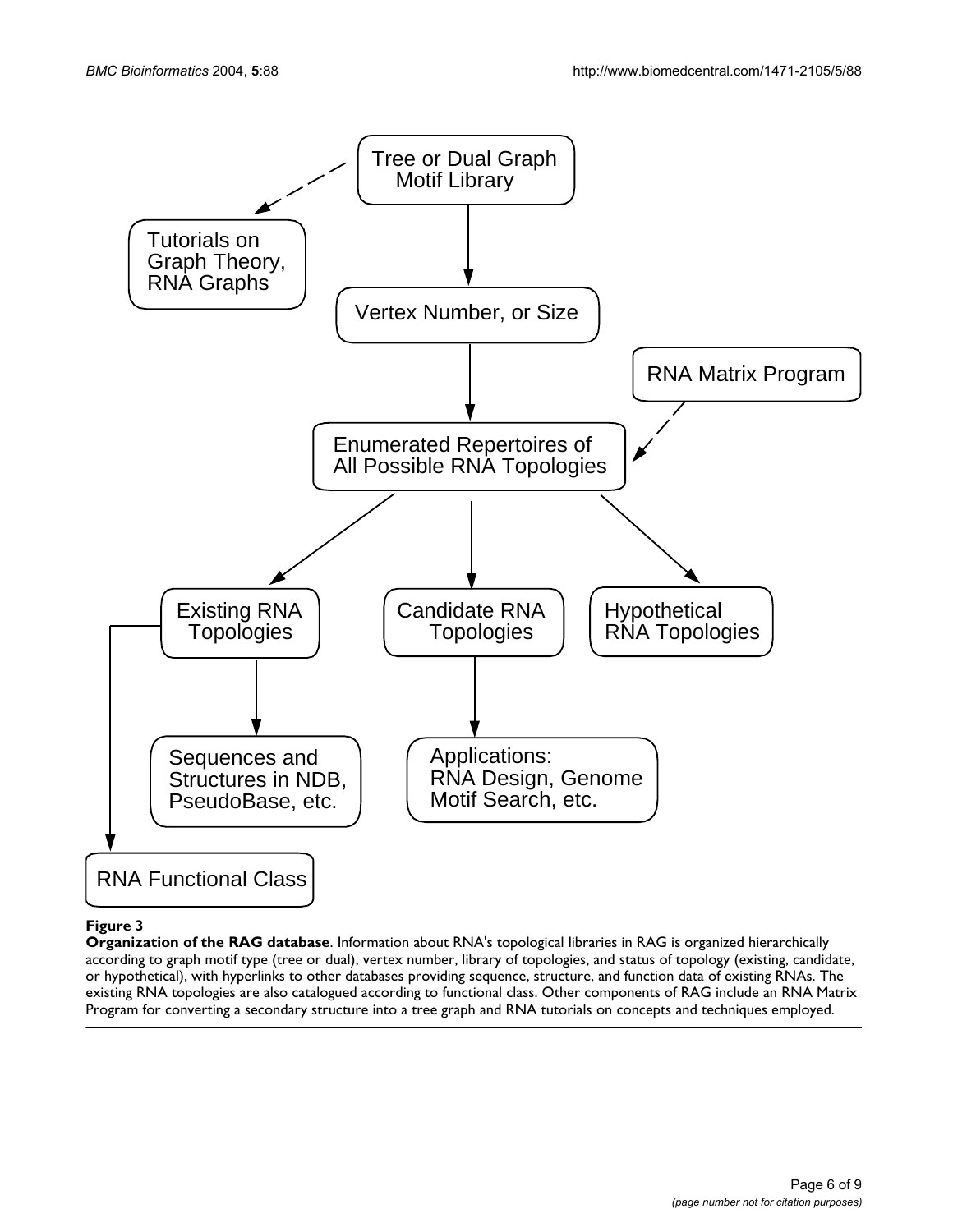**Figure 3**

**Organization of the RAG database**. Information about RNA's topological libraries in RAG is organized hierarchically according to graph motif type (tree or dual), vertex number, library of topologies, and status of topology (existing, candidate, or hypothetical), with hyperlinks to other databases providing sequence, structure, and function data of existing RNAs. The existing RNA topologies are also catalogued according to functional class. Other components of RAG include an RNA Matrix Program for converting a secondary structure into a tree graph and RNA tutorials on concepts and techniques employed.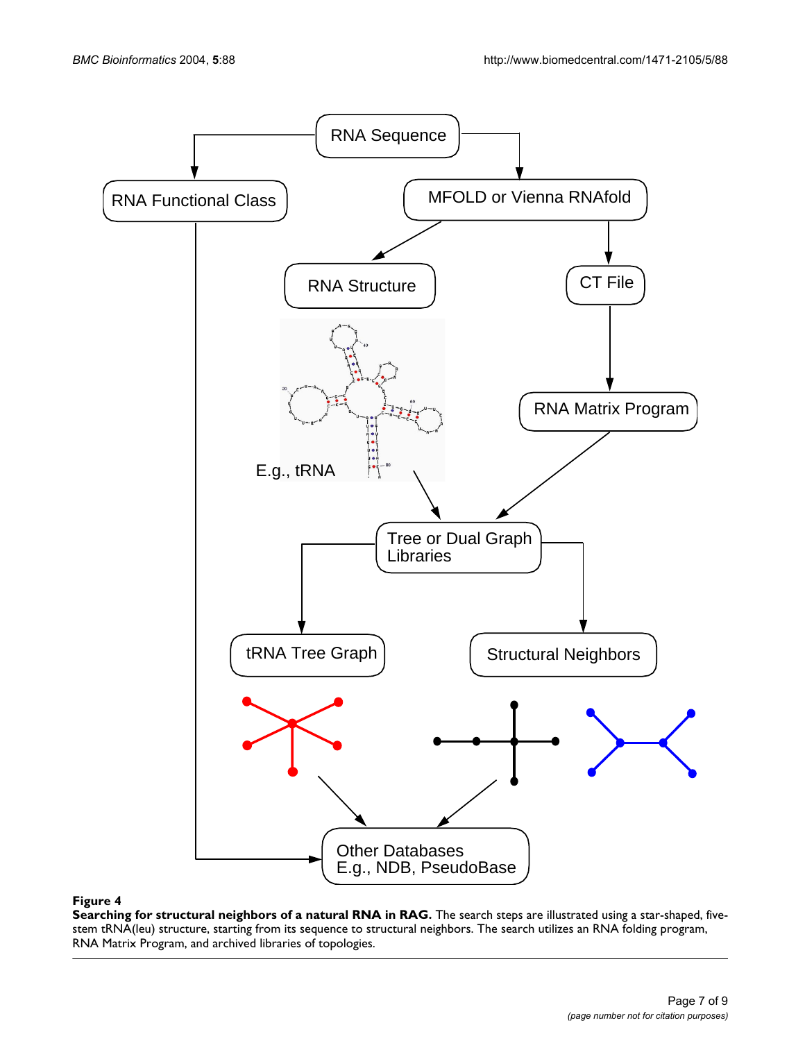**Figure 4**

**Searching for structural neighbors of a natural RNA in RAG.** The search steps are illustrated using a star-shaped, five-stem tRNA(leu) structure, starting from its sequence to structural neighbors. The search utilizes an RNA folding program, RNA Matrix Program, and archived libraries of topologies.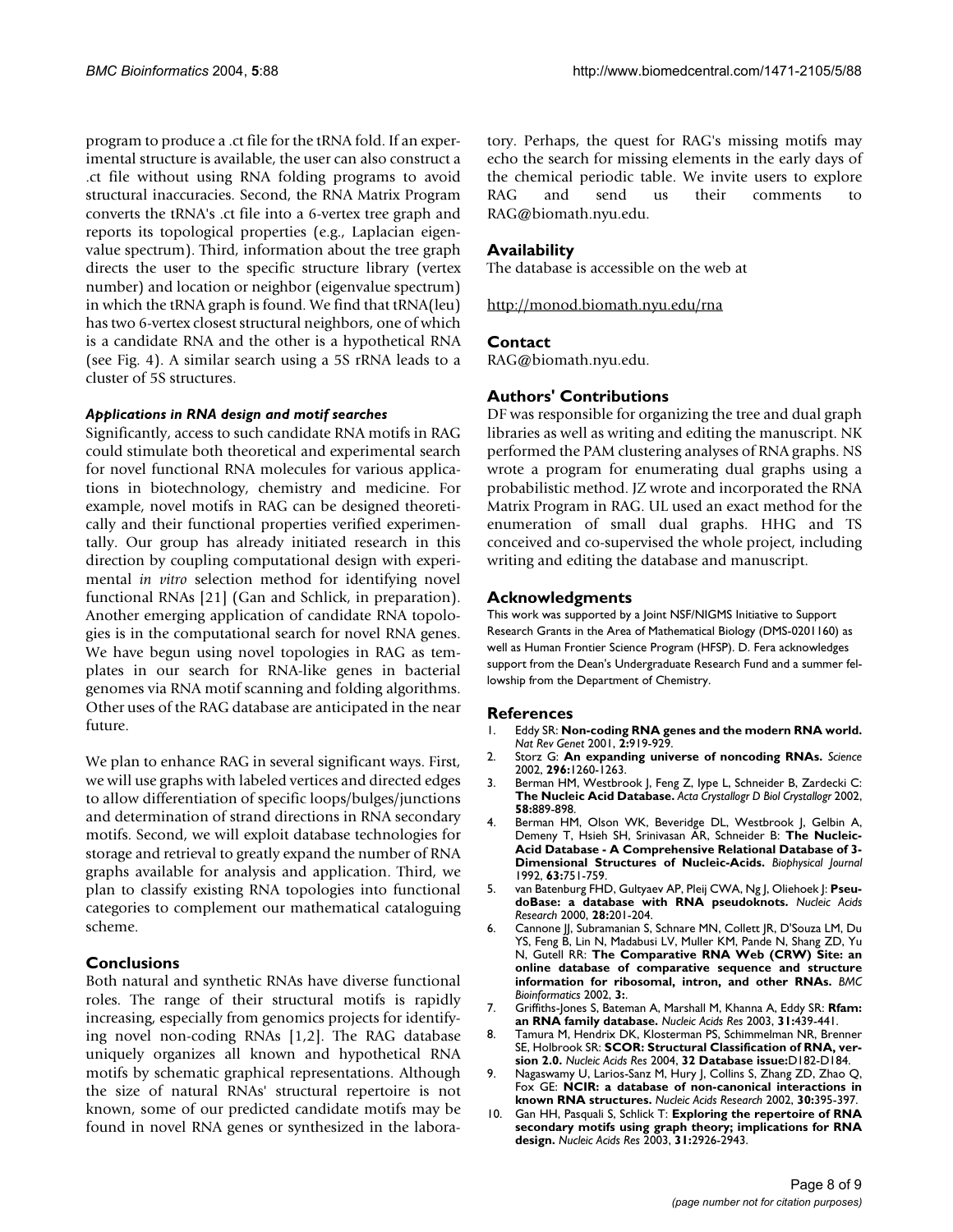program to produce a .ct file for the tRNA fold. If an experimental structure is available, the user can also construct a .ct file without using RNA folding programs to avoid structural inaccuracies. Second, the RNA Matrix Program converts the tRNA's .ct file into a 6-vertex tree graph and reports its topological properties (e.g., Laplacian eigenvalue spectrum). Third, information about the tree graph directs the user to the specific structure library (vertex number) and location or neighbor (eigenvalue spectrum) in which the tRNA graph is found. We find that tRNA(leu) has two 6-vertex closest structural neighbors, one of which is a candidate RNA and the other is a hypothetical RNA (see Fig. 4). A similar search using a 5S rRNA leads to a cluster of 5S structures.

### *Applications in RNA design and motif searches*

Significantly, access to such candidate RNA motifs in RAG could stimulate both theoretical and experimental search for novel functional RNA molecules for various applications in biotechnology, chemistry and medicine. For example, novel motifs in RAG can be designed theoretically and their functional properties verified experimentally. Our group has already initiated research in this direction by coupling computational design with experimental *in vitro* selection method for identifying novel functional RNAs [21] (Gan and Schlick, in preparation). Another emerging application of candidate RNA topologies is in the computational search for novel RNA genes. We have begun using novel topologies in RAG as templates in our search for RNA-like genes in bacterial genomes via RNA motif scanning and folding algorithms. Other uses of the RAG database are anticipated in the near future.

We plan to enhance RAG in several significant ways. First, we will use graphs with labeled vertices and directed edges to allow differentiation of specific loops/bulges/junctions and determination of strand directions in RNA secondary motifs. Second, we will exploit database technologies for storage and retrieval to greatly expand the number of RNA graphs available for analysis and application. Third, we plan to classify existing RNA topologies into functional categories to complement our mathematical cataloguing scheme.

## Conclusions

Both natural and synthetic RNAs have diverse functional roles. The range of their structural motifs is rapidly increasing, especially from genomics projects for identifying novel non-coding RNAs [1,2]. The RAG database uniquely organizes all known and hypothetical RNA motifs by schematic graphical representations. Although the size of natural RNAs' structural repertoire is not known, some of our predicted candidate motifs may be found in novel RNA genes or synthesized in the laboratory. Perhaps, the quest for RAG's missing motifs may echo the search for missing elements in the early days of the chemical periodic table. We invite users to explore RAG and send us their comments to RAG@biomath.nyu.edu.

## Availability

The database is accessible on the web at

http://monod.biomath.nyu.edu/rna

## Contact

RAG@biomath.nyu.edu.

## Authors' Contributions

DF was responsible for organizing the tree and dual graph libraries as well as writing and editing the manuscript. NK performed the PAM clustering analyses of RNA graphs. NS wrote a program for enumerating dual graphs using a probabilistic method. JZ wrote and incorporated the RNA Matrix Program in RAG. UL used an exact method for the enumeration of small dual graphs. HHG and TS conceived and co-supervised the whole project, including writing and editing the database and manuscript.

## Acknowledgments

This work was supported by a Joint NSF/NIGMS Initiative to Support Research Grants in the Area of Mathematical Biology (DMS-0201160) as well as Human Frontier Science Program (HFSP). D. Fera acknowledges support from the Dean's Undergraduate Research Fund and a summer fellowship from the Department of Chemistry.

## References

1. Eddy SR: **Non-coding RNA genes and the modern RNA world.** *Nat Rev Genet* 2001, **2:**919-929.
2. Storz G: **An expanding universe of noncoding RNAs.** *Science* 2002, **296:**1260-1263.
3. Berman HM, Westbrook J, Feng Z, Iype L, Schneider B, Zardecki C: **The Nucleic Acid Database.** *Acta Crystallogr D Biol Crystallogr* 2002, **58:**889-898.
4. Berman HM, Olson WK, Beveridge DL, Westbrook J, Gelbin A, Demeny T, Hsieh SH, Srinivasan AR, Schneider B: **The Nucleic-Acid Database - A Comprehensive Relational Database of 3-Dimensional Structures of Nucleic-Acids.** *Biophysical Journal* 1992, **63:**751-759.
5. van Batenburg FHD, Gultyaev AP, Pleij CWA, Ng J, Oliehoek J: **PseudoBase: a database with RNA pseudoknots.** *Nucleic Acids Research* 2000, **28:**201-204.
6. Cannone JJ, Subramanian S, Schnare MN, Collett JR, D'Souza LM, Du YS, Feng B, Lin N, Madabusi LV, Muller KM, Pande N, Shang ZD, Yu N, Gutell RR: **The Comparative RNA Web (CRW) Site: an online database of comparative sequence and structure information for ribosomal, intron, and other RNAs.** *BMC Bioinformatics* 2002, **3:**.
7. Griffiths-Jones S, Bateman A, Marshall M, Khanna A, Eddy SR: **Rfam: an RNA family database.** *Nucleic Acids Res* 2003, **31:**439-441.
8. Tamura M, Hendrix DK, Klosterman PS, Schimmelman NR, Brenner SE, Holbrook SR: **SCOR: Structural Classification of RNA, version 2.0.** *Nucleic Acids Res* 2004, **32 Database issue:**D182-D184.
9. Nagaswamy U, Larios-Sanz M, Hury J, Collins S, Zhang ZD, Zhao Q, Fox GE: **NCIR: a database of non-canonical interactions in known RNA structures.** *Nucleic Acids Research* 2002, **30:**395-397.
10. Gan HH, Pasquali S, Schlick T: **Exploring the repertoire of RNA secondary motifs using graph theory; implications for RNA design.** *Nucleic Acids Res* 2003, **31:**2926-2943.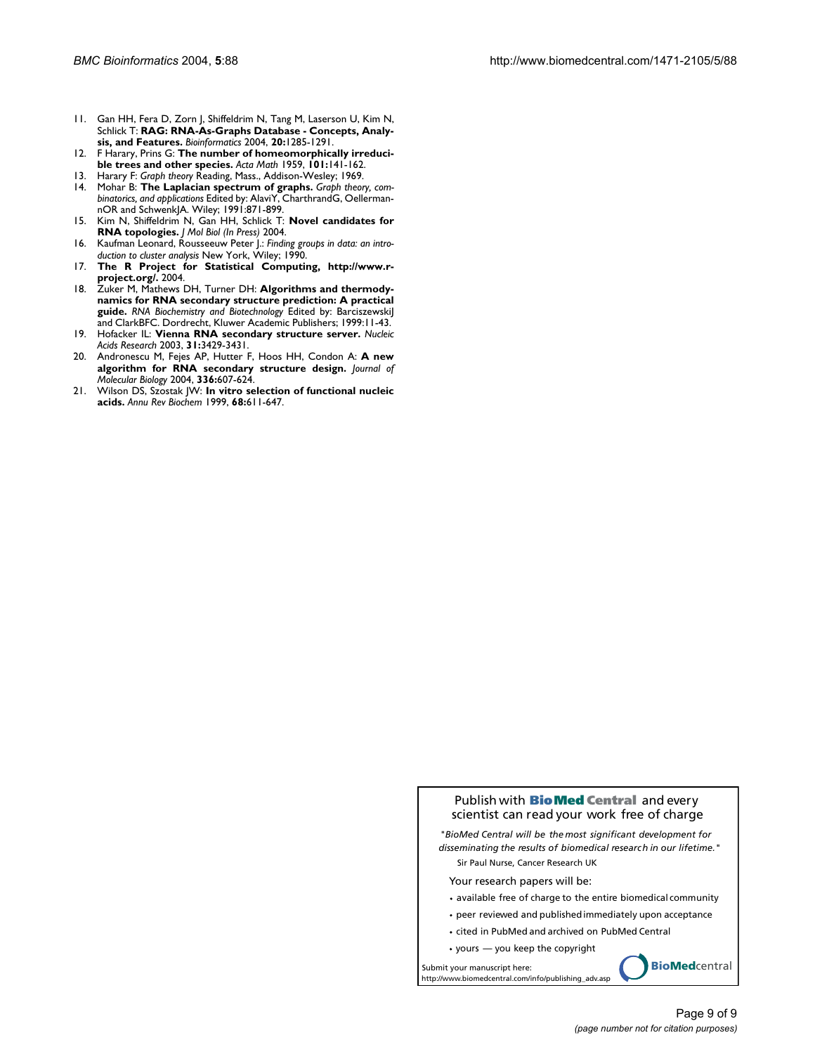11. Gan HH, Fera D, Zorn J, Shiffeldrim N, Tang M, Laserson U, Kim N, Schlick T: **RAG: RNA-As-Graphs Database - Concepts, Analysis, and Features.** *Bioinformatics* 2004, **20:**1285-1291.
12. F Harary, Prins G: **The number of homeomorphically irreducible trees and other species.** *Acta Math* 1959, **101:**141-162.
13. Harary F: *Graph theory* Reading, Mass., Addison-Wesley; 1969.
14. Mohar B: **The Laplacian spectrum of graphs.** *Graph theory, combinatorics, and applications* Edited by: AlaviY, CharthrandG, OellermannOR and SchwenkJA. Wiley; 1991:871-899.
15. Kim N, Shiffeldrim N, Gan HH, Schlick T: **Novel candidates for RNA topologies.** *J Mol Biol (In Press)* 2004.
16. Kaufman Leonard, Rousseeuw Peter J.: *Finding groups in data: an introduction to cluster analysis* New York, Wiley; 1990.
17. **The R Project for Statistical Computing, http://www.r-project.org/.** 2004.
18. Zuker M, Mathews DH, Turner DH: **Algorithms and thermodynamics for RNA secondary structure prediction: A practical guide.** *RNA Biochemistry and Biotechnology* Edited by: BarciszewskiJ and ClarkBFC. Dordrecht, Kluwer Academic Publishers; 1999:11-43.
19. Hofacker IL: **Vienna RNA secondary structure server.** *Nucleic Acids Research* 2003, **31:**3429-3431.
20. Andronescu M, Fejes AP, Hutter F, Hoos HH, Condon A: **A new algorithm for RNA secondary structure design.** *Journal of Molecular Biology* 2004, **336:**607-624.
21. Wilson DS, Szostak JW: **In vitro selection of functional nucleic acids.** *Annu Rev Biochem* 1999, **68:**611-647.

Publish with **BioMed Central** and every scientist can read your work free of charge

*"BioMed Central will be the most significant development for disseminating the results of biomedical research in our lifetime."*

Sir Paul Nurse, Cancer Research UK

Your research papers will be:

- available free of charge to the entire biomedical community
- peer reviewed and published immediately upon acceptance
- cited in PubMed and archived on PubMed Central
- yours — you keep the copyright

Submit your manuscript here:
http://www.biomedcentral.com/info/publishing_adv.asp

**BioMed**central